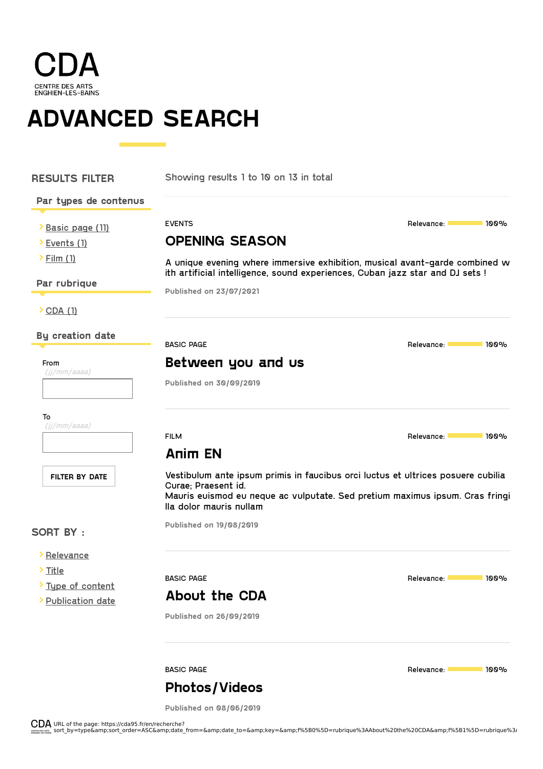# CDA

CENTRE DES ARTS
ENGHIEN-LES-BAINS

# ADVANCED SEARCH

## RESULTS FILTER

### Par types de contenus

- Basic page (11)
- Events (1)
- Film (1)

### Par rubrique

- CDA (1)

### By creation date

From
(jj/mm/aaaa)

To
(jj/mm/aaaa)

FILTER BY DATE

## SORT BY :

- Relevance
- Title
- Type of content
- Publication date

Showing results 1 to 10 on 13 in total

---

EVENTS

Relevance: 100%

## OPENING SEASON

A unique evening where immersive exhibition, musical avant-garde combined with artificial intelligence, sound experiences, Cuban jazz star and DJ sets !

Published on 23/07/2021

---

BASIC PAGE

Relevance: 100%

## Between you and us

Published on 30/09/2019

---

FILM

Relevance: 100%

## Anim EN

Vestibulum ante ipsum primis in faucibus orci luctus et ultrices posuere cubilia Curae; Praesent id.
Mauris euismod eu neque ac vulputate. Sed pretium maximus ipsum. Cras fringilla dolor mauris nullam

Published on 19/08/2019

---

BASIC PAGE

Relevance: 100%

## About the CDA

Published on 26/09/2019

---

BASIC PAGE

Relevance: 100%

## Photos/Videos

Published on 08/06/2019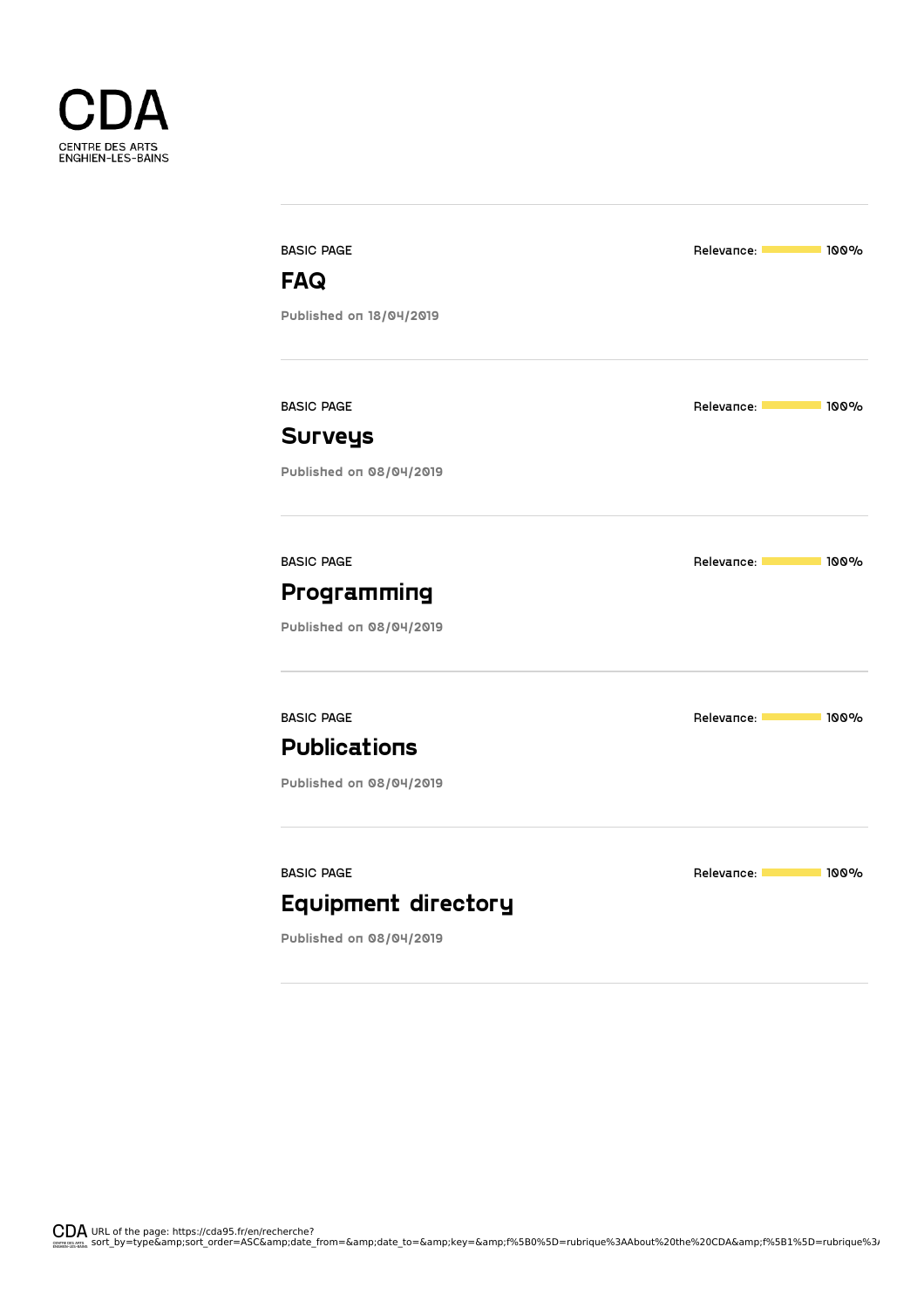BASIC PAGE

Relevance: 100%

## FAQ

Published on 18/04/2019

BASIC PAGE

Relevance: 100%

## Surveys

Published on 08/04/2019

BASIC PAGE

Relevance: 100%

## Programming

Published on 08/04/2019

BASIC PAGE

Relevance: 100%

## Publications

Published on 08/04/2019

BASIC PAGE

Relevance: 100%

## Equipment directory

Published on 08/04/2019